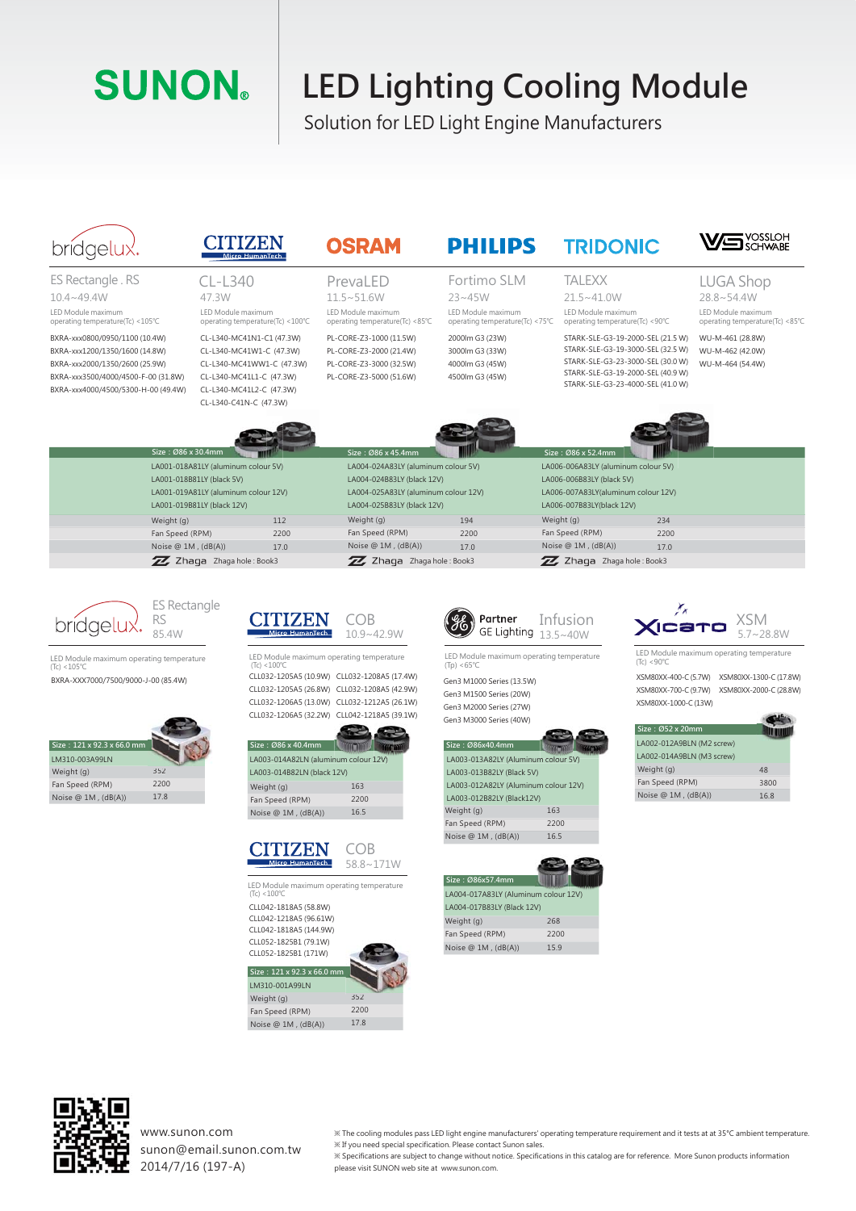# SUNON

# LED Lighting Cooling Module

## Solution for LED Light Engine Manufacturers

### bridgelux — ES Rectangle . RS

10.4~49.4W

LED Module maximum operating temperature(Tc) <105℃

- BXRA-xxx0800/0950/1100 (10.4W)
- BXRA-xxx1200/1350/1600 (14.8W)
- BXRA-xxx2000/1350/2600 (25.9W)
- BXRA-xxx3500/4000/4500-F-00 (31.8W)
- BXRA-xxx4000/4500/5300-H-00 (49.4W)

### CITIZEN — CL-L340

47.3W

LED Module maximum operating temperature(Tc) <100℃

- CL-L340-MC41N1-C1 (47.3W)
- CL-L340-MC41W1-C (47.3W)
- CL-L340-MC41WW1-C (47.3W)
- CL-L340-MC41L1-C (47.3W)
- CL-L340-MC41L2-C (47.3W)
- CL-L340-C41N-C (47.3W)

### OSRAM — PrevaLED

11.5~51.6W

LED Module maximum operating temperature(Tc) <85℃

- PL-CORE-Z3-1000 (11.5W)
- PL-CORE-Z3-2000 (21.4W)
- PL-CORE-Z3-3000 (32.5W)
- PL-CORE-Z3-5000 (51.6W)

### PHILIPS — Fortimo SLM

23~45W

LED Module maximum operating temperature(Tc) <75℃

- 2000lm G3 (23W)
- 3000lm G3 (33W)
- 4000lm G3 (45W)
- 4500lm G3 (45W)

### TRIDONIC — TALEXX

21.5~41.0W

LED Module maximum operating temperature(Tc) <90℃

- STARK-SLE-G3-19-2000-SEL (21.5 W)
- STARK-SLE-G3-19-3000-SEL (32.5 W)
- STARK-SLE-G3-23-3000-SEL (30.0 W)
- STARK-SLE-G3-19-2000-SEL (40.9 W)
- STARK-SLE-G3-23-4000-SEL (41.0 W)

### VOSSLOH SCHWABE — LUGA Shop

28.8~54.4W

LED Module maximum operating temperature(Tc) <85℃

- WU-M-461 (28.8W)
- WU-M-462 (42.0W)
- WU-M-464 (54.4W)

| Size : Ø86 x 30.4mm | | Size : Ø86 x 45.4mm | | Size : Ø86 x 52.4mm | |
|---|---|---|---|---|---|
| LA001-018A81LY (aluminum colour 5V) | | LA004-024A83LY (aluminum colour 5V) | | LA006-006A83LY (aluminum colour 5V) | |
| LA001-018B81LY (black 5V) | | LA004-024B83LY (black 12V) | | LA006-006B83LY (black 5V) | |
| LA001-019A81LY (aluminum colour 12V) | | LA004-025A83LY (aluminum colour 12V) | | LA006-007A83LY(aluminum colour 12V) | |
| LA001-019B81LY (black 12V) | | LA004-025B83LY (black 12V) | | LA006-007B83LY(black 12V) | |
| Weight (g) | 112 | Weight (g) | 194 | Weight (g) | 234 |
| Fan Speed (RPM) | 2200 | Fan Speed (RPM) | 2200 | Fan Speed (RPM) | 2200 |
| Noise @ 1M , (dB(A)) | 17.0 | Noise @ 1M , (dB(A)) | 17.0 | Noise @ 1M , (dB(A)) | 17.0 |
| Zhaga | Zhaga hole : Book3 | Zhaga | Zhaga hole : Book3 | Zhaga | Zhaga hole : Book3 |

### bridgelux — ES Rectangle RS

85.4W

LED Module maximum operating temperature (Tc) <105℃

- BXRA-XXX7000/7500/9000-J-00 (85.4W)

| Size : 121 x 92.3 x 66.0 mm | |
|---|---|
| LM310-003A99LN | |
| Weight (g) | 352 |
| Fan Speed (RPM) | 2200 |
| Noise @ 1M , (dB(A)) | 17.8 |

### CITIZEN — COB

10.9~42.9W

LED Module maximum operating temperature (Tc) <100℃

- CLL032-1205A5 (10.9W)
- CLL032-1208A5 (17.4W)
- CLL032-1205A5 (26.8W)
- CLL032-1208A5 (42.9W)
- CLL032-1206A5 (13.0W)
- CLL032-1212A5 (26.1W)
- CLL032-1206A5 (32.2W)
- CLL042-1218A5 (39.1W)

| Size : Ø86 x 40.4mm | |
|---|---|
| LA003-014A82LN (aluminum colour 12V) | |
| LA003-014B82LN (black 12V) | |
| Weight (g) | 163 |
| Fan Speed (RPM) | 2200 |
| Noise @ 1M , (dB(A)) | 16.5 |

### CITIZEN — COB

58.8~171W

LED Module maximum operating temperature (Tc) <100℃

- CLL042-1818A5 (58.8W)
- CLL042-1218A5 (96.61W)
- CLL042-1818A5 (144.9W)
- CLL052-1825B1 (79.1W)
- CLL052-1825B1 (171W)

| Size : 121 x 92.3 x 66.0 mm | |
|---|---|
| LM310-001A99LN | |
| Weight (g) | 352 |
| Fan Speed (RPM) | 2200 |
| Noise @ 1M , (dB(A)) | 17.8 |

### Partner GE Lighting — Infusion

13.5~40W

LED Module maximum operating temperature (Tp) <65℃

- Gen3 M1000 Series (13.5W)
- Gen3 M1500 Series (20W)
- Gen3 M2000 Series (27W)
- Gen3 M3000 Series (40W)

| Size : Ø86x40.4mm | |
|---|---|
| LA003-013A82LY (Aluminum colour 5V) | |
| LA003-013B82LY (Black 5V) | |
| LA003-012A82LY (Aluminum colour 12V) | |
| LA003-012B82LY (Black12V) | |
| Weight (g) | 163 |
| Fan Speed (RPM) | 2200 |
| Noise @ 1M , (dB(A)) | 16.5 |

| Size : Ø86x57.4mm | |
|---|---|
| LA004-017A83LY (Aluminum colour 12V) | |
| LA004-017B83LY (Black 12V) | |
| Weight (g) | 268 |
| Fan Speed (RPM) | 2200 |
| Noise @ 1M , (dB(A)) | 15.9 |

### Xicato — XSM

5.7~28.8W

LED Module maximum operating temperature (Tc) <90℃

- XSM80XX-400-C (5.7W)
- XSM80XX-1300-C (17.8W)
- XSM80XX-700-C (9.7W)
- XSM80XX-2000-C (28.8W)
- XSM80XX-1000-C (13W)

| Size : Ø52 x 20mm | |
|---|---|
| LA002-012A9BLN (M2 screw) | |
| LA002-014A9BLN (M3 screw) | |
| Weight (g) | 48 |
| Fan Speed (RPM) | 3800 |
| Noise @ 1M , (dB(A)) | 16.8 |

www.sunon.com
sunon@email.sunon.com.tw
2014/7/16 (197-A)

※ The cooling modules pass LED light engine manufacturers' operating temperature requirement and it tests at at 35℃ ambient temperature.
※ If you need special specification. Please contact Sunon sales.
※ Specifications are subject to change without notice. Specifications in this catalog are for reference. More Sunon products information please visit SUNON web site at www.sunon.com.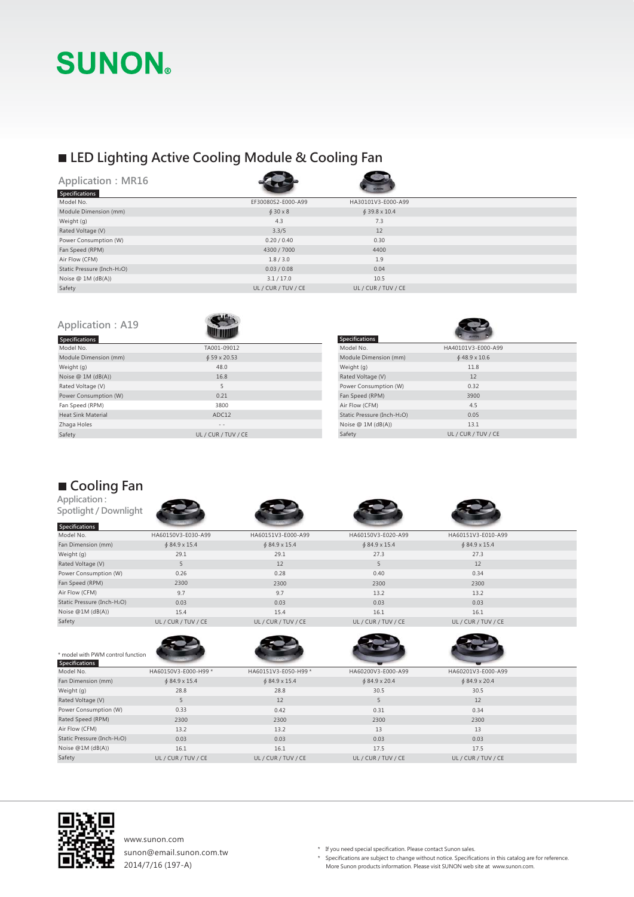SUNON®

## LED Lighting Active Cooling Module & Cooling Fan

### Application：MR16

| Specifications | | |
|---|---|---|
| Model No. | EF30080S2-E000-A99 | HA30101V3-E000-A99 |
| Module Dimension (mm) | ∮30 x 8 | ∮39.8 x 10.4 |
| Weight (g) | 4.3 | 7.3 |
| Rated Voltage (V) | 3.3/5 | 12 |
| Power Consumption (W) | 0.20 / 0.40 | 0.30 |
| Fan Speed (RPM) | 4300 / 7000 | 4400 |
| Air Flow (CFM) | 1.8 / 3.0 | 1.9 |
| Static Pressure (Inch-$H_2O$) | 0.03 / 0.08 | 0.04 |
| Noise @ 1M (dB(A)) | 3.1 / 17.0 | 10.5 |
| Safety | UL / CUR / TUV / CE | UL / CUR / TUV / CE |

### Application：A19

| Specifications | |
|---|---|
| Model No. | TA001-09012 |
| Module Dimension (mm) | ∮59 x 20.53 |
| Weight (g) | 48.0 |
| Noise @ 1M (dB(A)) | 16.8 |
| Rated Voltage (V) | 5 |
| Power Consumption (W) | 0.21 |
| Fan Speed (RPM) | 3800 |
| Heat Sink Material | ADC12 |
| Zhaga Holes | - - |
| Safety | UL / CUR / TUV / CE |

| Specifications | |
|---|---|
| Model No. | HA40101V3-E000-A99 |
| Module Dimension (mm) | ∮48.9 x 10.6 |
| Weight (g) | 11.8 |
| Rated Voltage (V) | 12 |
| Power Consumption (W) | 0.32 |
| Fan Speed (RPM) | 3900 |
| Air Flow (CFM) | 4.5 |
| Static Pressure (Inch-$H_2O$) | 0.05 |
| Noise @ 1M (dB(A)) | 13.1 |
| Safety | UL / CUR / TUV / CE |

## Cooling Fan

Application：
Spotlight / Downlight

| Specifications | | | | |
|---|---|---|---|---|
| Model No. | HA60150V3-E030-A99 | HA60151V3-E000-A99 | HA60150V3-E020-A99 | HA60151V3-E010-A99 |
| Fan Dimension (mm) | ∮84.9 x 15.4 | ∮84.9 x 15.4 | ∮84.9 x 15.4 | ∮84.9 x 15.4 |
| Weight (g) | 29.1 | 29.1 | 27.3 | 27.3 |
| Rated Voltage (V) | 5 | 12 | 5 | 12 |
| Power Consumption (W) | 0.26 | 0.28 | 0.40 | 0.34 |
| Fan Speed (RPM) | 2300 | 2300 | 2300 | 2300 |
| Air Flow (CFM) | 9.7 | 9.7 | 13.2 | 13.2 |
| Static Pressure (Inch-$H_2O$) | 0.03 | 0.03 | 0.03 | 0.03 |
| Noise @1M (dB(A)) | 15.4 | 15.4 | 16.1 | 16.1 |
| Safety | UL / CUR / TUV / CE | UL / CUR / TUV / CE | UL / CUR / TUV / CE | UL / CUR / TUV / CE |

* model with PWM control function

| Specifications | | | | |
|---|---|---|---|---|
| Model No. | HA60150V3-E000-H99 * | HA60151V3-E050-H99 * | HA60200V3-E000-A99 | HA60201V3-E000-A99 |
| Fan Dimension (mm) | ∮84.9 x 15.4 | ∮84.9 x 15.4 | ∮84.9 x 20.4 | ∮84.9 x 20.4 |
| Weight (g) | 28.8 | 28.8 | 30.5 | 30.5 |
| Rated Voltage (V) | 5 | 12 | 5 | 12 |
| Power Consumption (W) | 0.33 | 0.42 | 0.31 | 0.34 |
| Rated Speed (RPM) | 2300 | 2300 | 2300 | 2300 |
| Air Flow (CFM) | 13.2 | 13.2 | 13 | 13 |
| Static Pressure (Inch-$H_2O$) | 0.03 | 0.03 | 0.03 | 0.03 |
| Noise @1M (dB(A)) | 16.1 | 16.1 | 17.5 | 17.5 |
| Safety | UL / CUR / TUV / CE | UL / CUR / TUV / CE | UL / CUR / TUV / CE | UL / CUR / TUV / CE |

www.sunon.com
sunon@email.sunon.com.tw
2014/7/16 (197-A)

* If you need special specification. Please contact Sunon sales.
* Specifications are subject to change without notice. Specifications in this catalog are for reference. More Sunon products information. Please visit SUNON web site at www.sunon.com.